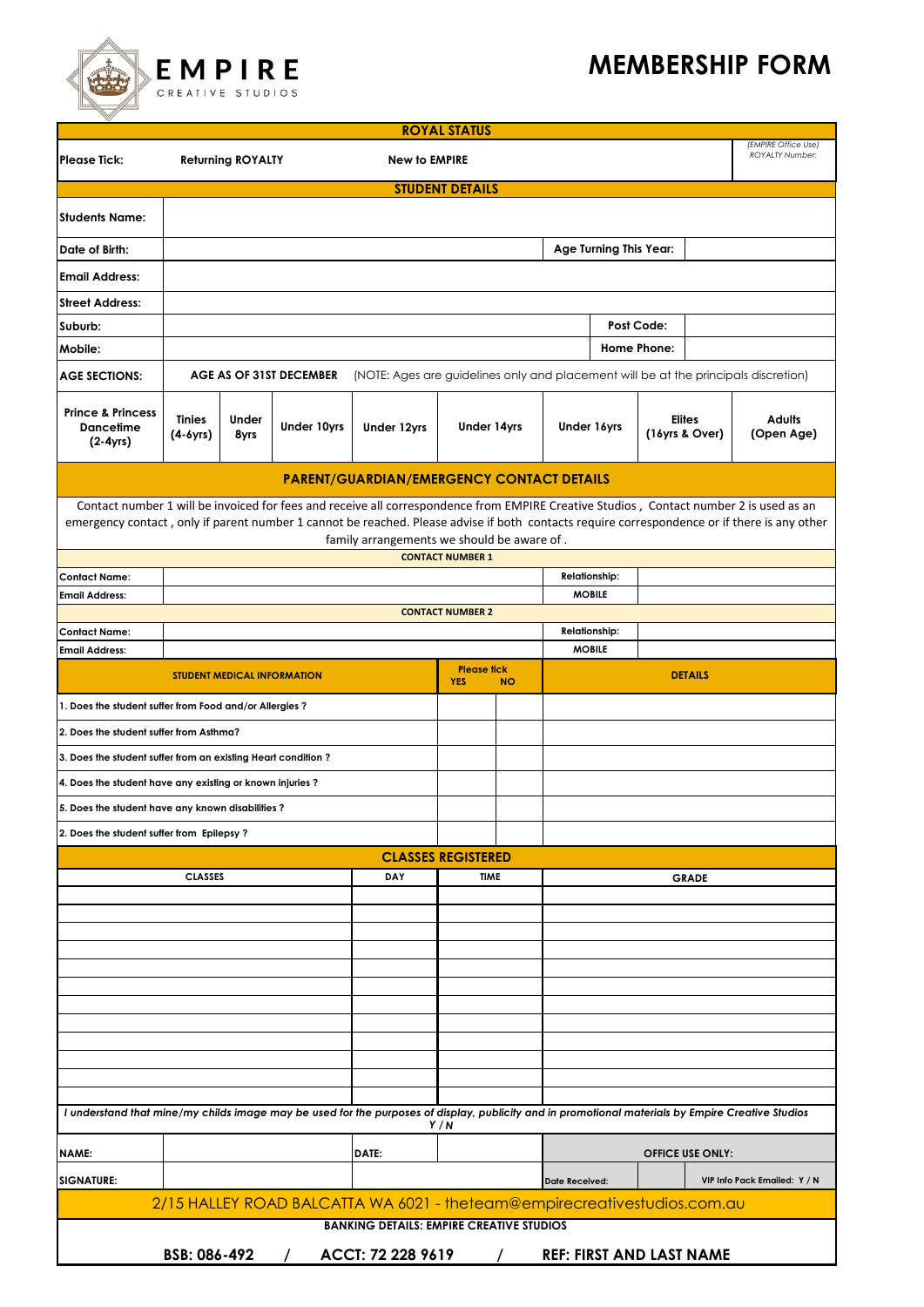EMPIRE
CREATIVE STUDIOS

# MEMBERSHIP FORM

| ROYAL STATUS | | | |
|---|---|---|---|
| Please Tick: | Returning ROYALTY | New to EMPIRE | *(EMPIRE Office Use) ROYALTY Number:* |

## STUDENT DETAILS

| | | | |
|---|---|---|---|
| Students Name: | | | |
| Date of Birth: | | Age Turning This Year: | |
| Email Address: | | | |
| Street Address: | | | |
| Suburb: | | Post Code: | |
| Mobile: | | Home Phone: | |

**AGE SECTIONS:** AGE AS OF 31ST DECEMBER (NOTE: Ages are guidelines only and placement will be at the principals discretion)

| Prince & Princess Dancetime (2-4yrs) | Tinies (4-6yrs) | Under 8yrs | Under 10yrs | Under 12yrs | Under 14yrs | Under 16yrs | Elites (16yrs & Over) | Adults (Open Age) |
|---|---|---|---|---|---|---|---|---|

## PARENT/GUARDIAN/EMERGENCY CONTACT DETAILS

Contact number 1 will be invoiced for fees and receive all correspondence from EMPIRE Creative Studios , Contact number 2 is used as an emergency contact , only if parent number 1 cannot be reached. Please advise if both contacts require correspondence or if there is any other family arrangements we should be aware of .

**CONTACT NUMBER 1**

| | | | |
|---|---|---|---|
| Contact Name: | | Relationship: | |
| Email Address: | | MOBILE | |

**CONTACT NUMBER 2**

| | | | |
|---|---|---|---|
| Contact Name: | | Relationship: | |
| Email Address: | | MOBILE | |

| STUDENT MEDICAL INFORMATION | Please tick YES | NO | DETAILS |
|---|---|---|---|
| 1. Does the student suffer from Food and/or Allergies ? | | | |
| 2. Does the student suffer from Asthma? | | | |
| 3. Does the student suffer from an existing Heart condition ? | | | |
| 4. Does the student have any existing or known injuries ? | | | |
| 5. Does the student have any known disabilities ? | | | |
| 2. Does the student suffer from Epilepsy ? | | | |

## CLASSES REGISTERED

| CLASSES | DAY | TIME | GRADE |
|---|---|---|---|
| | | | |
| | | | |
| | | | |
| | | | |
| | | | |
| | | | |
| | | | |
| | | | |
| | | | |
| | | | |
| | | | |
| | | | |

*I understand that mine/my childs image may be used for the purposes of display, publicity and in promotional materials by Empire Creative Studios* Y / N

| | | | | | |
|---|---|---|---|---|---|
| NAME: | | DATE: | | OFFICE USE ONLY: | |
| SIGNATURE: | | | | Date Received: | VIP Info Pack Emailed: Y / N |

2/15 HALLEY ROAD BALCATTA WA 6021 - theteam@empirecreativestudios.com.au

**BANKING DETAILS: EMPIRE CREATIVE STUDIOS**

**BSB: 086-492 / ACCT: 72 228 9619 / REF: FIRST AND LAST NAME**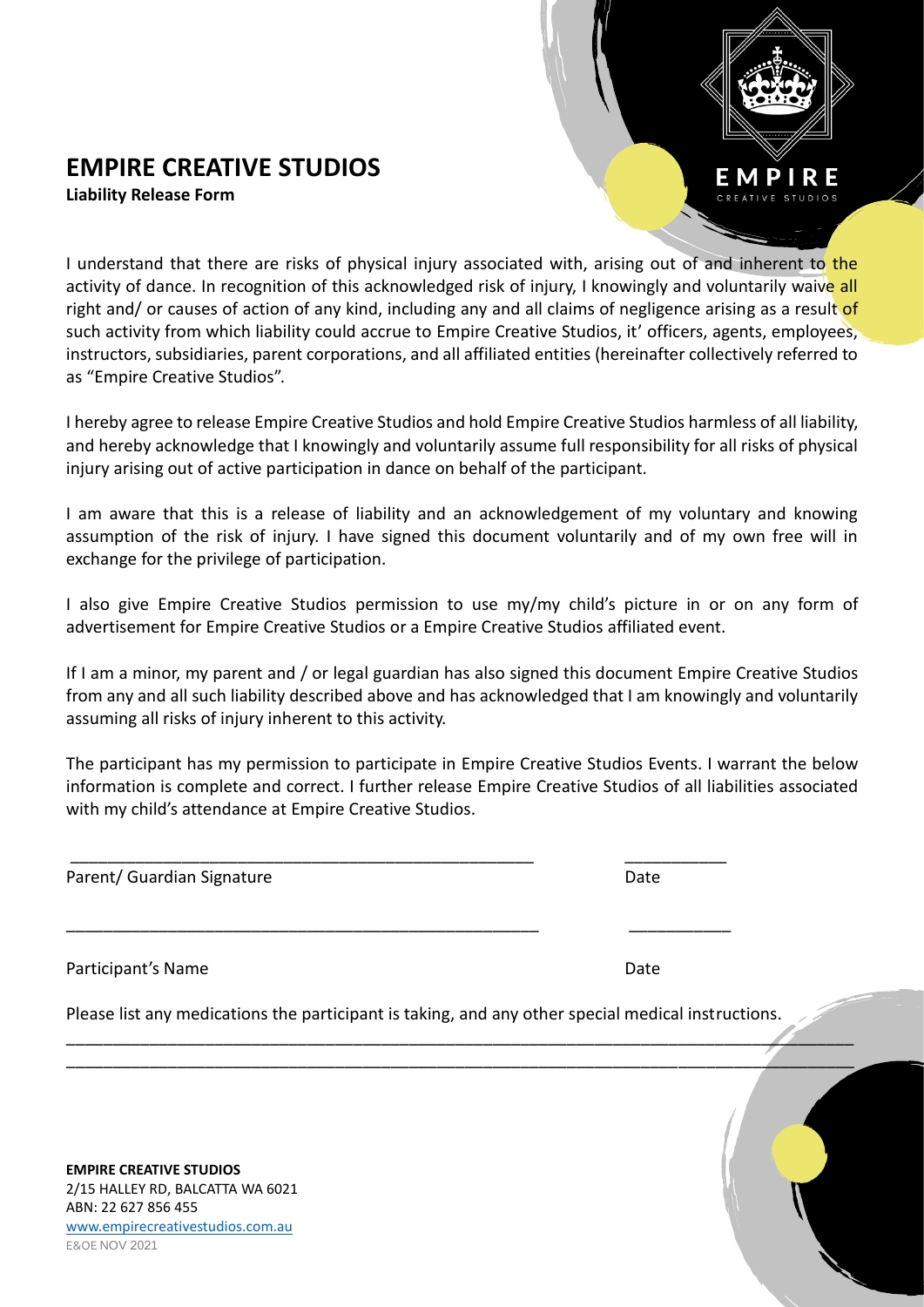# EMPIRE CREATIVE STUDIOS

**Liability Release Form**

I understand that there are risks of physical injury associated with, arising out of and inherent to the activity of dance. In recognition of this acknowledged risk of injury, I knowingly and voluntarily waive all right and/ or causes of action of any kind, including any and all claims of negligence arising as a result of such activity from which liability could accrue to Empire Creative Studios, it' officers, agents, employees, instructors, subsidiaries, parent corporations, and all affiliated entities (hereinafter collectively referred to as "Empire Creative Studios".

I hereby agree to release Empire Creative Studios and hold Empire Creative Studios harmless of all liability, and hereby acknowledge that I knowingly and voluntarily assume full responsibility for all risks of physical injury arising out of active participation in dance on behalf of the participant.

I am aware that this is a release of liability and an acknowledgement of my voluntary and knowing assumption of the risk of injury. I have signed this document voluntarily and of my own free will in exchange for the privilege of participation.

I also give Empire Creative Studios permission to use my/my child's picture in or on any form of advertisement for Empire Creative Studios or a Empire Creative Studios affiliated event.

If I am a minor, my parent and / or legal guardian has also signed this document Empire Creative Studios from any and all such liability described above and has acknowledged that I am knowingly and voluntarily assuming all risks of injury inherent to this activity.

The participant has my permission to participate in Empire Creative Studios Events. I warrant the below information is complete and correct. I further release Empire Creative Studios of all liabilities associated with my child's attendance at Empire Creative Studios.

\_\_\_\_\_\_\_\_\_\_\_\_\_\_\_\_\_\_\_\_\_\_\_\_\_\_\_\_\_\_\_\_\_\_\_\_\_\_\_\_\_\_\_\_\_\_\_\_ \_\_\_\_\_\_\_\_\_\_\_

Parent/ Guardian Signature Date

\_\_\_\_\_\_\_\_\_\_\_\_\_\_\_\_\_\_\_\_\_\_\_\_\_\_\_\_\_\_\_\_\_\_\_\_\_\_\_\_\_\_\_\_\_\_\_\_ \_\_\_\_\_\_\_\_\_\_\_

Participant's Name Date

Please list any medications the participant is taking, and any other special medical instructions.

\_\_\_\_\_\_\_\_\_\_\_\_\_\_\_\_\_\_\_\_\_\_\_\_\_\_\_\_\_\_\_\_\_\_\_\_\_\_\_\_\_\_\_\_\_\_\_\_\_\_\_\_\_\_\_\_\_\_\_\_\_\_\_\_\_\_\_\_\_\_\_\_\_\_\_\_\_\_

\_\_\_\_\_\_\_\_\_\_\_\_\_\_\_\_\_\_\_\_\_\_\_\_\_\_\_\_\_\_\_\_\_\_\_\_\_\_\_\_\_\_\_\_\_\_\_\_\_\_\_\_\_\_\_\_\_\_\_\_\_\_\_\_\_\_\_\_\_\_\_\_\_\_\_\_\_\_

**EMPIRE CREATIVE STUDIOS**
2/15 HALLEY RD, BALCATTA WA 6021
ABN: 22 627 856 455
www.empirecreativestudios.com.au
E&OE NOV 2021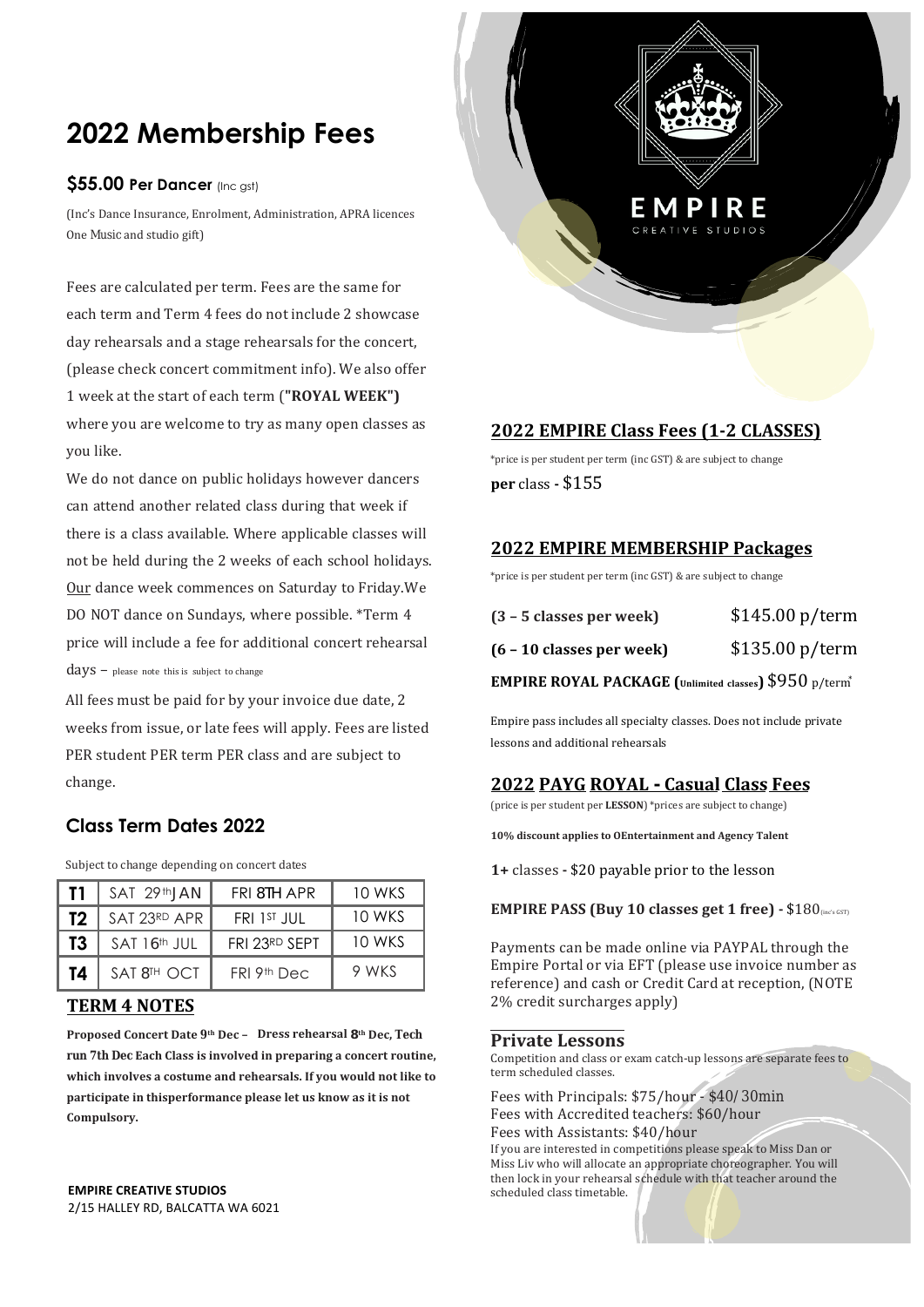# 2022 Membership Fees

### $55.00 Per Dancer (Inc gst)

(Inc's Dance Insurance, Enrolment, Administration, APRA licences One Music and studio gift)

Fees are calculated per term. Fees are the same for each term and Term 4 fees do not include 2 showcase day rehearsals and a stage rehearsals for the concert, (please check concert commitment info). We also offer 1 week at the start of each term (**"ROYAL WEEK")** where you are welcome to try as many open classes as you like.

We do not dance on public holidays however dancers can attend another related class during that week if there is a class available. Where applicable classes will not be held during the 2 weeks of each school holidays. Our dance week commences on Saturday to Friday.We DO NOT dance on Sundays, where possible. *Term 4 price will include a fee for additional concert rehearsal days – please note this is subject to change

All fees must be paid for by your invoice due date, 2 weeks from issue, or late fees will apply. Fees are listed PER student PER term PER class and are subject to change.

## Class Term Dates 2022

Subject to change depending on concert dates

| | | | |
|---|---|---|---|
| **T1** | SAT 29th JAN | FRI 8TH APR | 10 WKS |
| **T2** | SAT 23RD APR | FRI 1ST JUL | 10 WKS |
| **T3** | SAT 16th JUL | FRI 23RD SEPT | 10 WKS |
| **T4** | SAT 8TH OCT | FRI 9th Dec | 9 WKS |

### TERM 4 NOTES

**Proposed Concert Date 9th Dec – Dress rehearsal 8th Dec, Tech run 7th Dec Each Class is involved in preparing a concert routine, which involves a costume and rehearsals. If you would not like to participate in thisperformance please let us know as it is not Compulsory.**

**EMPIRE CREATIVE STUDIOS**
2/15 HALLEY RD, BALCATTA WA 6021

EMPIRE
CREATIVE STUDIOS

### 2022 EMPIRE Class Fees (1-2 CLASSES)

*price is per student per term (inc GST) & are subject to change

**per** class - $155

### 2022 EMPIRE MEMBERSHIP Packages

*price is per student per term (inc GST) & are subject to change

| | |
|---|---|
| **(3 – 5 classes per week)** | $145.00 p/term |
| **(6 – 10 classes per week)** | $135.00 p/term |

**EMPIRE ROYAL PACKAGE (Unlimited classes)** $950 p/term*

Empire pass includes all specialty classes. Does not include private lessons and additional rehearsals

### 2022 PAYG ROYAL - Casual Class Fees

(price is per student per **LESSON**) *prices are subject to change)

**10% discount applies to OEntertainment and Agency Talent**

**1+** classes - $20 payable prior to the lesson

**EMPIRE PASS (Buy 10 classes get 1 free) -** $180(inc's GST)

Payments can be made online via PAYPAL through the Empire Portal or via EFT (please use invoice number as reference) and cash or Credit Card at reception, (NOTE 2% credit surcharges apply)

### Private Lessons

Competition and class or exam catch-up lessons are separate fees to term scheduled classes.

Fees with Principals: $75/hour - $40/30min
Fees with Accredited teachers: $60/hour
Fees with Assistants: $40/hour
If you are interested in competitions please speak to Miss Dan or Miss Liv who will allocate an appropriate choreographer. You will then lock in your rehearsal schedule with that teacher around the scheduled class timetable.